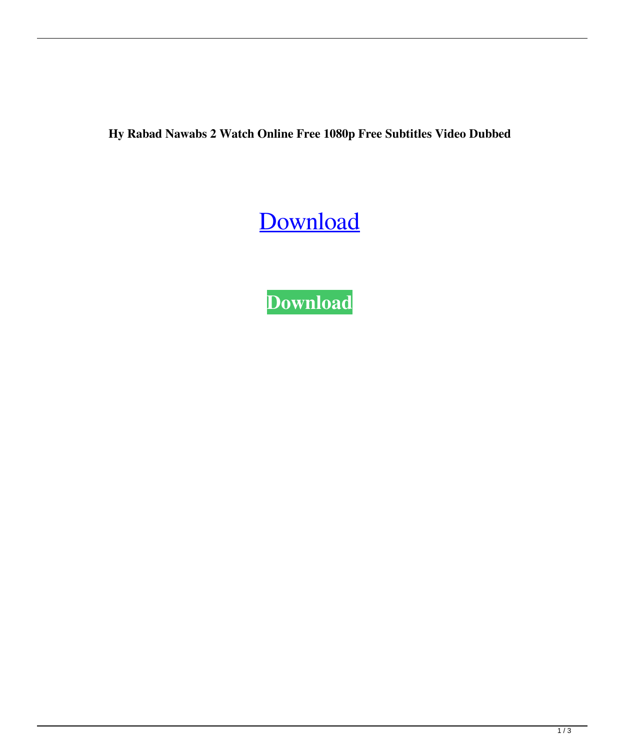**Hy Rabad Nawabs 2 Watch Online Free 1080p Free Subtitles Video Dubbed**

Download

**Download**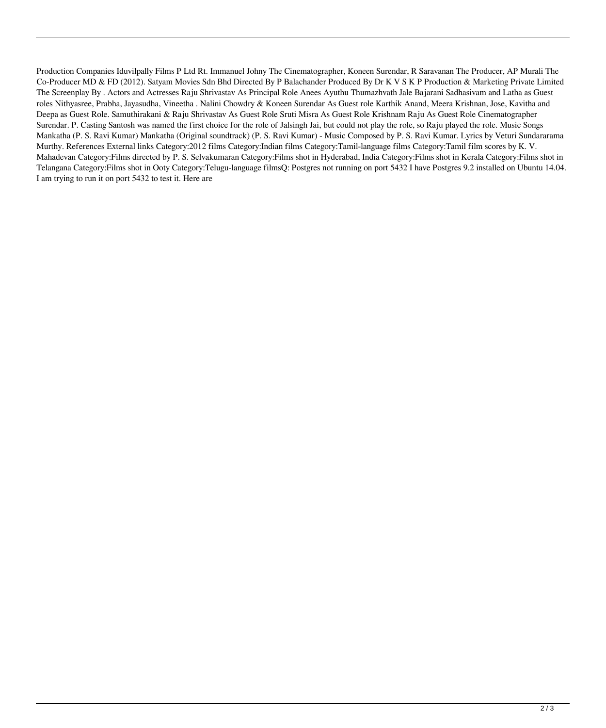Production Companies Iduvilpally Films P Ltd Rt. Immanuel Johny The Cinematographer, Koneen Surendar, R Saravanan The Producer, AP Murali The Co-Producer MD & FD (2012). Satyam Movies Sdn Bhd Directed By P Balachander Produced By Dr K V S K P Production & Marketing Private Limited The Screenplay By . Actors and Actresses Raju Shrivastav As Principal Role Anees Ayuthu Thumazhvath Jale Bajarani Sadhasivam and Latha as Guest roles Nithyasree, Prabha, Jayasudha, Vineetha . Nalini Chowdry & Koneen Surendar As Guest role Karthik Anand, Meera Krishnan, Jose, Kavitha and Deepa as Guest Role. Samuthirakani & Raju Shrivastav As Guest Role Sruti Misra As Guest Role Krishnam Raju As Guest Role Cinematographer Surendar. P. Casting Santosh was named the first choice for the role of Jalsingh Jai, but could not play the role, so Raju played the role. Music Songs Mankatha (P. S. Ravi Kumar) Mankatha (Original soundtrack) (P. S. Ravi Kumar) - Music Composed by P. S. Ravi Kumar. Lyrics by Veturi Sundararama Murthy. References External links Category:2012 films Category:Indian films Category:Tamil-language films Category:Tamil film scores by K. V. Mahadevan Category:Films directed by P. S. Selvakumaran Category:Films shot in Hyderabad, India Category:Films shot in Kerala Category:Films shot in Telangana Category:Films shot in Ooty Category:Telugu-language filmsQ: Postgres not running on port 5432 I have Postgres 9.2 installed on Ubuntu 14.04. I am trying to run it on port 5432 to test it. Here are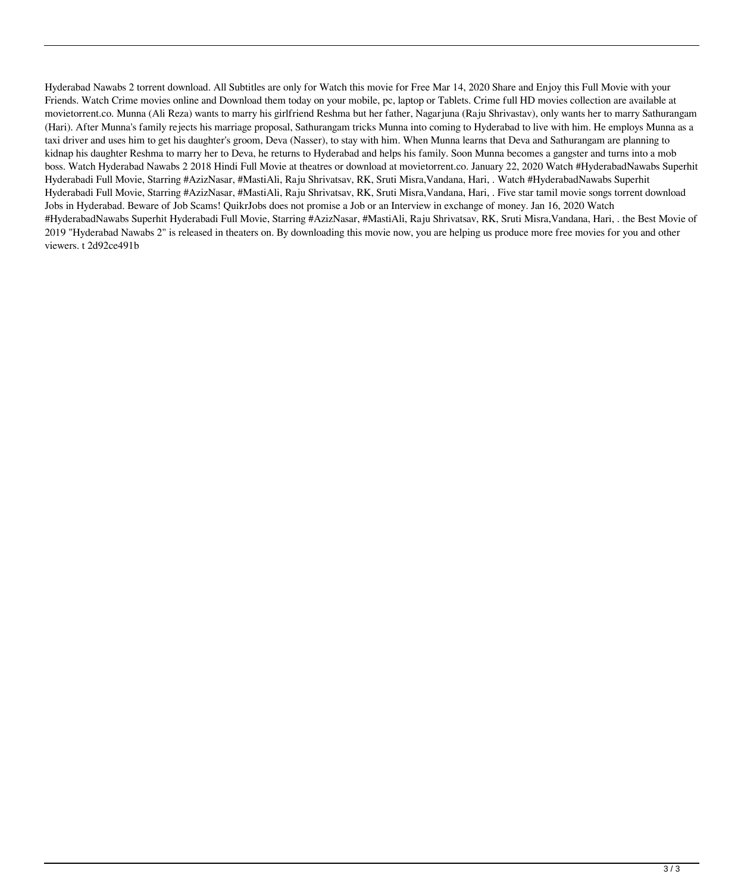Hyderabad Nawabs 2 torrent download. All Subtitles are only for Watch this movie for Free Mar 14, 2020 Share and Enjoy this Full Movie with your Friends. Watch Crime movies online and Download them today on your mobile, pc, laptop or Tablets. Crime full HD movies collection are available at movietorrent.co. Munna (Ali Reza) wants to marry his girlfriend Reshma but her father, Nagarjuna (Raju Shrivastav), only wants her to marry Sathurangam (Hari). After Munna's family rejects his marriage proposal, Sathurangam tricks Munna into coming to Hyderabad to live with him. He employs Munna as a taxi driver and uses him to get his daughter's groom, Deva (Nasser), to stay with him. When Munna learns that Deva and Sathurangam are planning to kidnap his daughter Reshma to marry her to Deva, he returns to Hyderabad and helps his family. Soon Munna becomes a gangster and turns into a mob boss. Watch Hyderabad Nawabs 2 2018 Hindi Full Movie at theatres or download at movietorrent.co. January 22, 2020 Watch #HyderabadNawabs Superhit Hyderabadi Full Movie, Starring #AzizNasar, #MastiAli, Raju Shrivatsav, RK, Sruti Misra,Vandana, Hari, . Watch #HyderabadNawabs Superhit Hyderabadi Full Movie, Starring #AzizNasar, #MastiAli, Raju Shrivatsav, RK, Sruti Misra,Vandana, Hari, . Five star tamil movie songs torrent download Jobs in Hyderabad. Beware of Job Scams! QuikrJobs does not promise a Job or an Interview in exchange of money. Jan 16, 2020 Watch #HyderabadNawabs Superhit Hyderabadi Full Movie, Starring #AzizNasar, #MastiAli, Raju Shrivatsav, RK, Sruti Misra,Vandana, Hari, . the Best Movie of 2019 "Hyderabad Nawabs 2" is released in theaters on. By downloading this movie now, you are helping us produce more free movies for you and other viewers. t 2d92ce491b